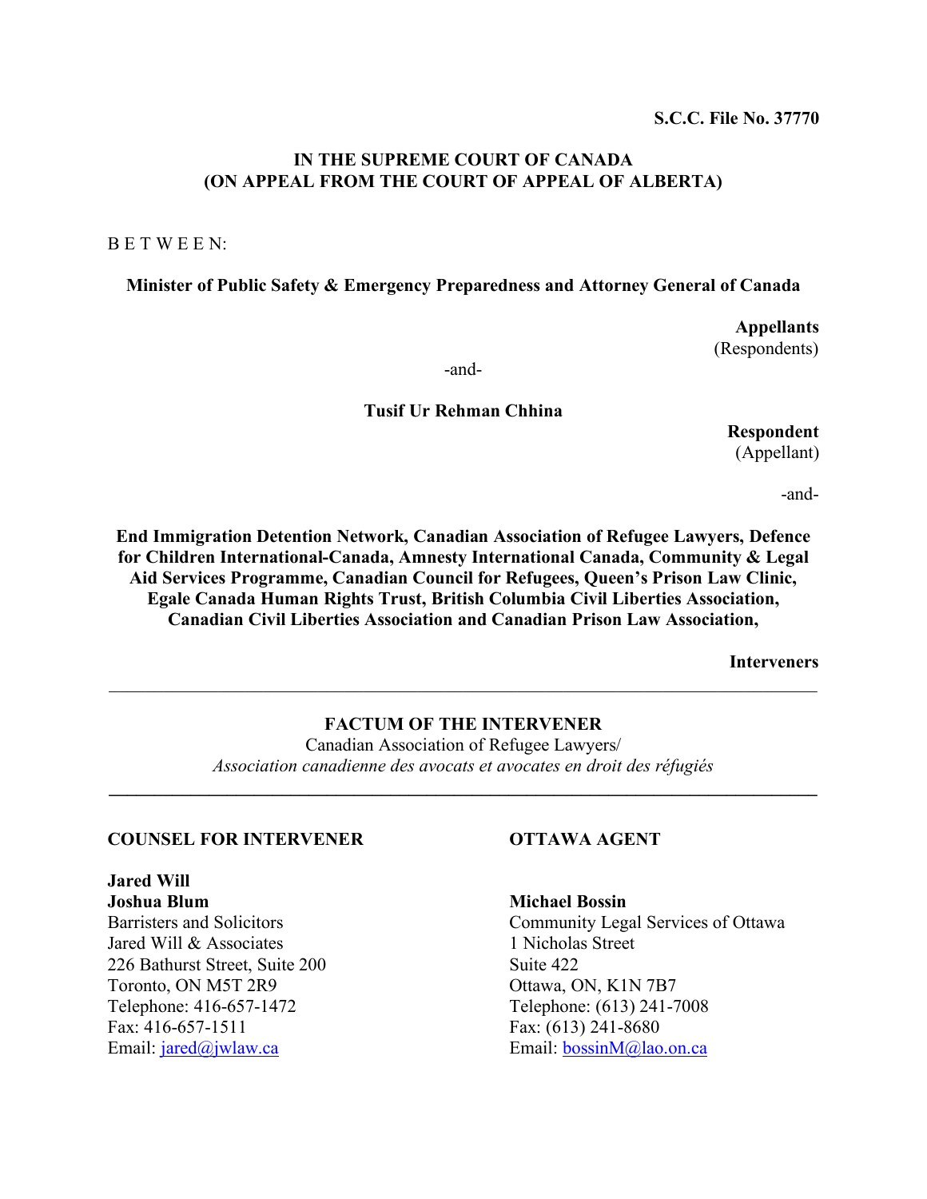**S.C.C. File No. 37770**

**IN THE SUPREME COURT OF CANADA**
**(ON APPEAL FROM THE COURT OF APPEAL OF ALBERTA)**

B E T W E E N:

**Minister of Public Safety & Emergency Preparedness and Attorney General of Canada**

**Appellants**
(Respondents)

-and-

**Tusif Ur Rehman Chhina**

**Respondent**
(Appellant)

-and-

**End Immigration Detention Network, Canadian Association of Refugee Lawyers, Defence for Children International-Canada, Amnesty International Canada, Community & Legal Aid Services Programme, Canadian Council for Refugees, Queen's Prison Law Clinic, Egale Canada Human Rights Trust, British Columbia Civil Liberties Association, Canadian Civil Liberties Association and Canadian Prison Law Association,**

**Interveners**

---

**FACTUM OF THE INTERVENER**
Canadian Association of Refugee Lawyers/
*Association canadienne des avocats et avocates en droit des réfugiés*

---

**COUNSEL FOR INTERVENER**

**Jared Will**
**Joshua Blum**
Barristers and Solicitors
Jared Will & Associates
226 Bathurst Street, Suite 200
Toronto, ON M5T 2R9
Telephone: 416-657-1472
Fax: 416-657-1511
Email: jared@jwlaw.ca

**OTTAWA AGENT**

**Michael Bossin**
Community Legal Services of Ottawa
1 Nicholas Street
Suite 422
Ottawa, ON, K1N 7B7
Telephone: (613) 241-7008
Fax: (613) 241-8680
Email: bossinM@lao.on.ca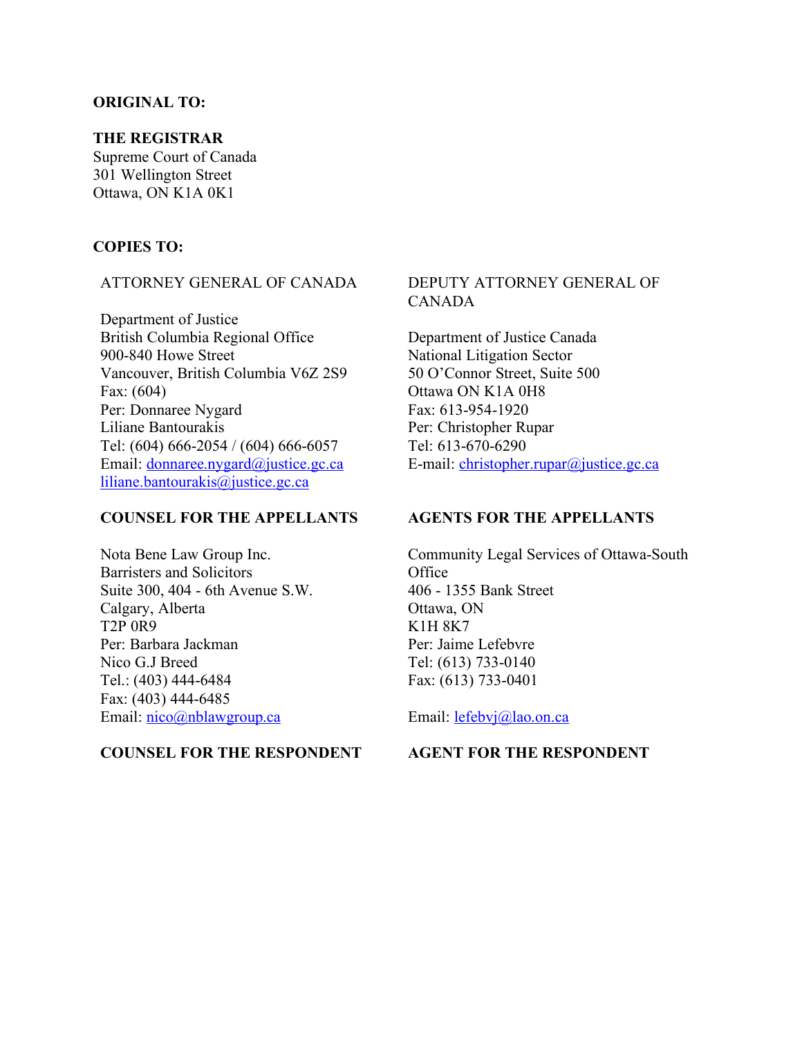**ORIGINAL TO:**

**THE REGISTRAR**
Supreme Court of Canada
301 Wellington Street
Ottawa, ON K1A 0K1

**COPIES TO:**

ATTORNEY GENERAL OF CANADA

Department of Justice
British Columbia Regional Office
900-840 Howe Street
Vancouver, British Columbia V6Z 2S9
Fax: (604)
Per: Donnaree Nygard
Liliane Bantourakis
Tel: (604) 666-2054 / (604) 666-6057
Email: donnaree.nygard@justice.gc.ca
liliane.bantourakis@justice.gc.ca

**COUNSEL FOR THE APPELLANTS**

DEPUTY ATTORNEY GENERAL OF CANADA

Department of Justice Canada
National Litigation Sector
50 O'Connor Street, Suite 500
Ottawa ON K1A 0H8
Fax: 613-954-1920
Per: Christopher Rupar
Tel: 613-670-6290
E-mail: christopher.rupar@justice.gc.ca

**AGENTS FOR THE APPELLANTS**

Nota Bene Law Group Inc.
Barristers and Solicitors
Suite 300, 404 - 6th Avenue S.W.
Calgary, Alberta
T2P 0R9
Per: Barbara Jackman
Nico G.J Breed
Tel.: (403) 444-6484
Fax: (403) 444-6485
Email: nico@nblawgroup.ca

**COUNSEL FOR THE RESPONDENT**

Community Legal Services of Ottawa-South Office
406 - 1355 Bank Street
Ottawa, ON
K1H 8K7
Per: Jaime Lefebvre
Tel: (613) 733-0140
Fax: (613) 733-0401

Email: lefebvj@lao.on.ca

**AGENT FOR THE RESPONDENT**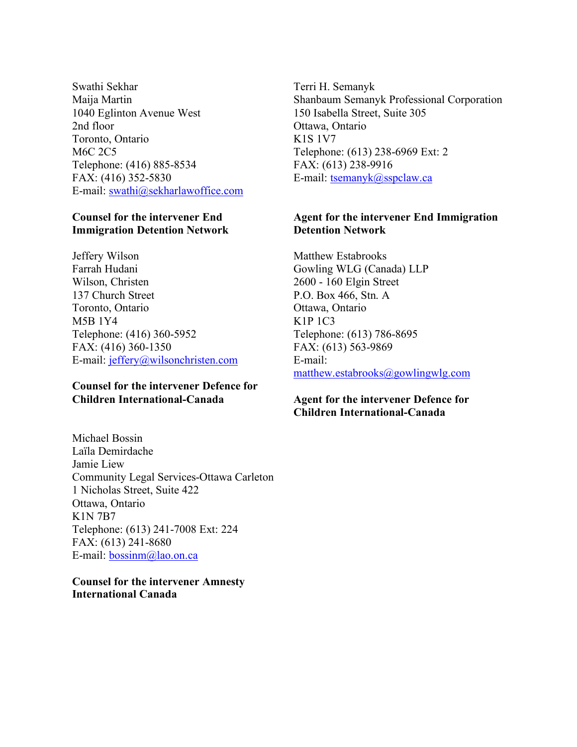Swathi Sekhar
Maija Martin
1040 Eglinton Avenue West
2nd floor
Toronto, Ontario
M6C 2C5
Telephone: (416) 885-8534
FAX: (416) 352-5830
E-mail: swathi@sekharlawoffice.com

**Counsel for the intervener End Immigration Detention Network**

Terri H. Semanyk
Shanbaum Semanyk Professional Corporation
150 Isabella Street, Suite 305
Ottawa, Ontario
K1S 1V7
Telephone: (613) 238-6969 Ext: 2
FAX: (613) 238-9916
E-mail: tsemanyk@sspclaw.ca

**Agent for the intervener End Immigration Detention Network**

Jeffery Wilson
Farrah Hudani
Wilson, Christen
137 Church Street
Toronto, Ontario
M5B 1Y4
Telephone: (416) 360-5952
FAX: (416) 360-1350
E-mail: jeffery@wilsonchristen.com

**Counsel for the intervener Defence for Children International-Canada**

Matthew Estabrooks
Gowling WLG (Canada) LLP
2600 - 160 Elgin Street
P.O. Box 466, Stn. A
Ottawa, Ontario
K1P 1C3
Telephone: (613) 786-8695
FAX: (613) 563-9869
E-mail:
matthew.estabrooks@gowlingwlg.com

**Agent for the intervener Defence for Children International-Canada**

Michael Bossin
Laïla Demirdache
Jamie Liew
Community Legal Services-Ottawa Carleton
1 Nicholas Street, Suite 422
Ottawa, Ontario
K1N 7B7
Telephone: (613) 241-7008 Ext: 224
FAX: (613) 241-8680
E-mail: bossinm@lao.on.ca

**Counsel for the intervener Amnesty International Canada**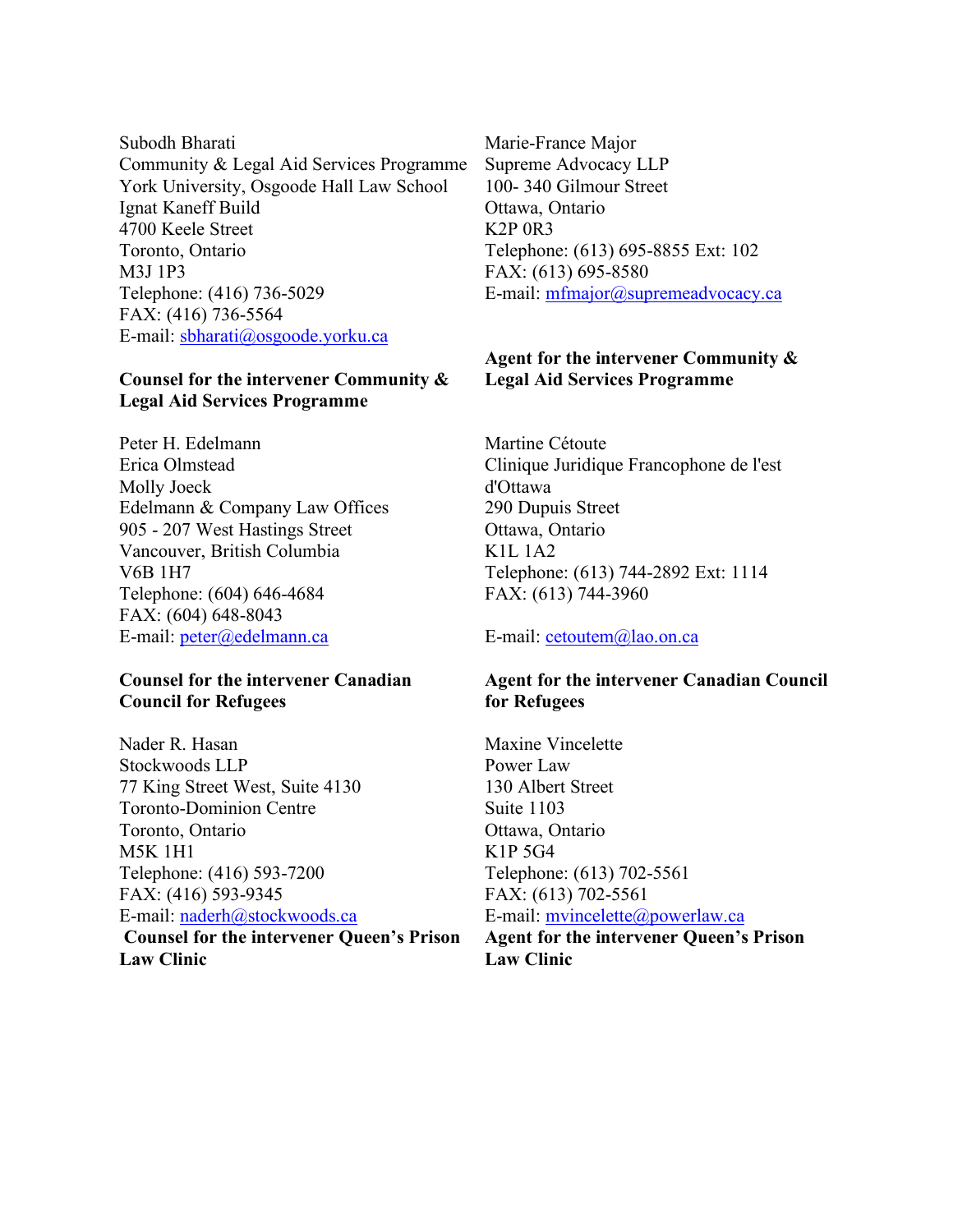Subodh Bharati
Community & Legal Aid Services Programme
York University, Osgoode Hall Law School
Ignat Kaneff Build
4700 Keele Street
Toronto, Ontario
M3J 1P3
Telephone: (416) 736-5029
FAX: (416) 736-5564
E-mail: sbharati@osgoode.yorku.ca

**Counsel for the intervener Community & Legal Aid Services Programme**

Marie-France Major
Supreme Advocacy LLP
100- 340 Gilmour Street
Ottawa, Ontario
K2P 0R3
Telephone: (613) 695-8855 Ext: 102
FAX: (613) 695-8580
E-mail: mfmajor@supremeadvocacy.ca

**Agent for the intervener Community & Legal Aid Services Programme**

Peter H. Edelmann
Erica Olmstead
Molly Joeck
Edelmann & Company Law Offices
905 - 207 West Hastings Street
Vancouver, British Columbia
V6B 1H7
Telephone: (604) 646-4684
FAX: (604) 648-8043
E-mail: peter@edelmann.ca

**Counsel for the intervener Canadian Council for Refugees**

Martine Cétoute
Clinique Juridique Francophone de l'est d'Ottawa
290 Dupuis Street
Ottawa, Ontario
K1L 1A2
Telephone: (613) 744-2892 Ext: 1114
FAX: (613) 744-3960

E-mail: cetoutem@lao.on.ca

**Agent for the intervener Canadian Council for Refugees**

Nader R. Hasan
Stockwoods LLP
77 King Street West, Suite 4130
Toronto-Dominion Centre
Toronto, Ontario
M5K 1H1
Telephone: (416) 593-7200
FAX: (416) 593-9345
E-mail: naderh@stockwoods.ca

**Counsel for the intervener Queen's Prison Law Clinic**

Maxine Vincelette
Power Law
130 Albert Street
Suite 1103
Ottawa, Ontario
K1P 5G4
Telephone: (613) 702-5561
FAX: (613) 702-5561
E-mail: mvincelette@powerlaw.ca

**Agent for the intervener Queen's Prison Law Clinic**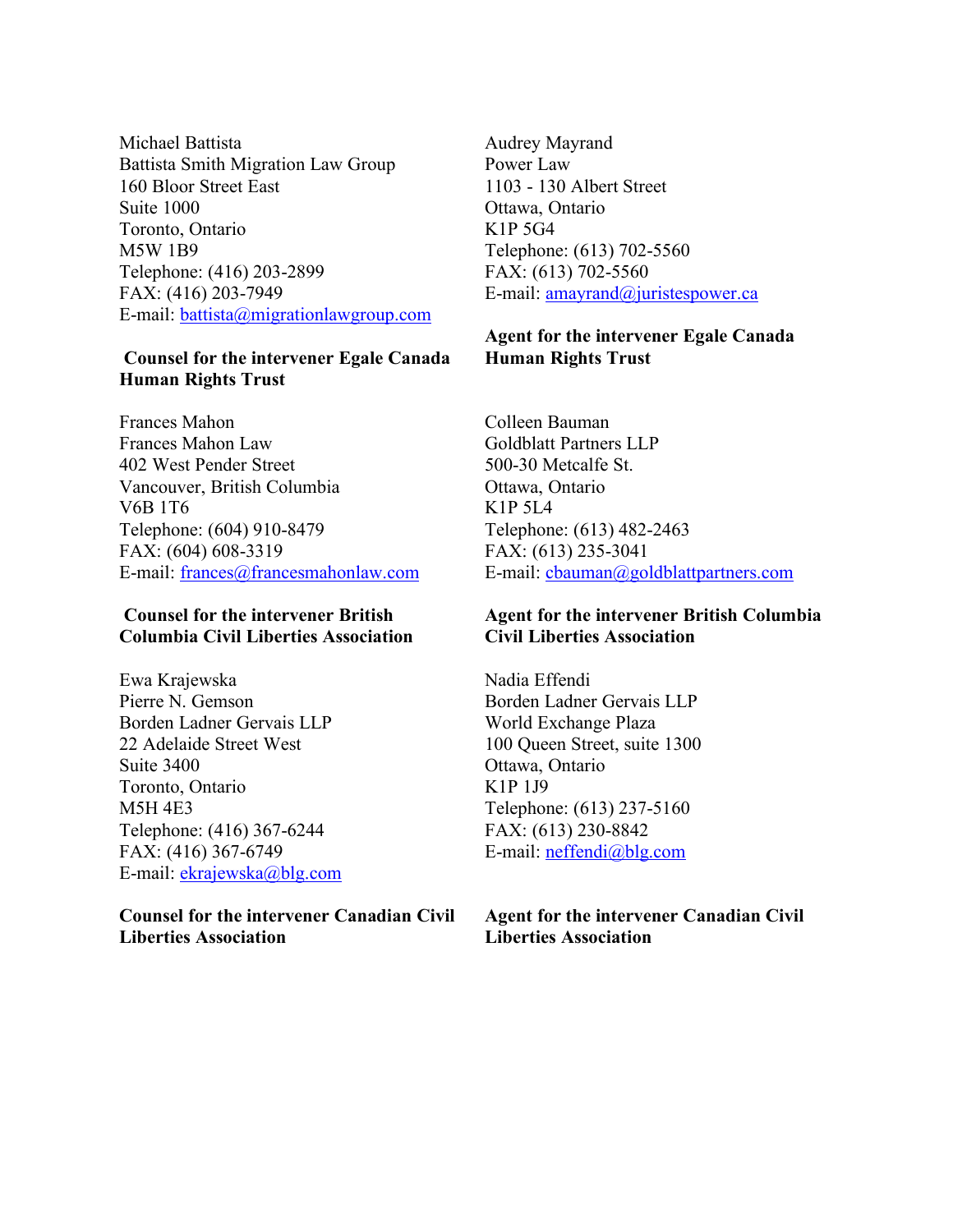Michael Battista
Battista Smith Migration Law Group
160 Bloor Street East
Suite 1000
Toronto, Ontario
M5W 1B9
Telephone: (416) 203-2899
FAX: (416) 203-7949
E-mail: battista@migrationlawgroup.com

**Counsel for the intervener Egale Canada Human Rights Trust**

Audrey Mayrand
Power Law
1103 - 130 Albert Street
Ottawa, Ontario
K1P 5G4
Telephone: (613) 702-5560
FAX: (613) 702-5560
E-mail: amayrand@juristespower.ca

**Agent for the intervener Egale Canada Human Rights Trust**

Frances Mahon
Frances Mahon Law
402 West Pender Street
Vancouver, British Columbia
V6B 1T6
Telephone: (604) 910-8479
FAX: (604) 608-3319
E-mail: frances@francesmahonlaw.com

**Counsel for the intervener British Columbia Civil Liberties Association**

Colleen Bauman
Goldblatt Partners LLP
500-30 Metcalfe St.
Ottawa, Ontario
K1P 5L4
Telephone: (613) 482-2463
FAX: (613) 235-3041
E-mail: cbauman@goldblattpartners.com

**Agent for the intervener British Columbia Civil Liberties Association**

Ewa Krajewska
Pierre N. Gemson
Borden Ladner Gervais LLP
22 Adelaide Street West
Suite 3400
Toronto, Ontario
M5H 4E3
Telephone: (416) 367-6244
FAX: (416) 367-6749
E-mail: ekrajewska@blg.com

**Counsel for the intervener Canadian Civil Liberties Association**

Nadia Effendi
Borden Ladner Gervais LLP
World Exchange Plaza
100 Queen Street, suite 1300
Ottawa, Ontario
K1P 1J9
Telephone: (613) 237-5160
FAX: (613) 230-8842
E-mail: neffendi@blg.com

**Agent for the intervener Canadian Civil Liberties Association**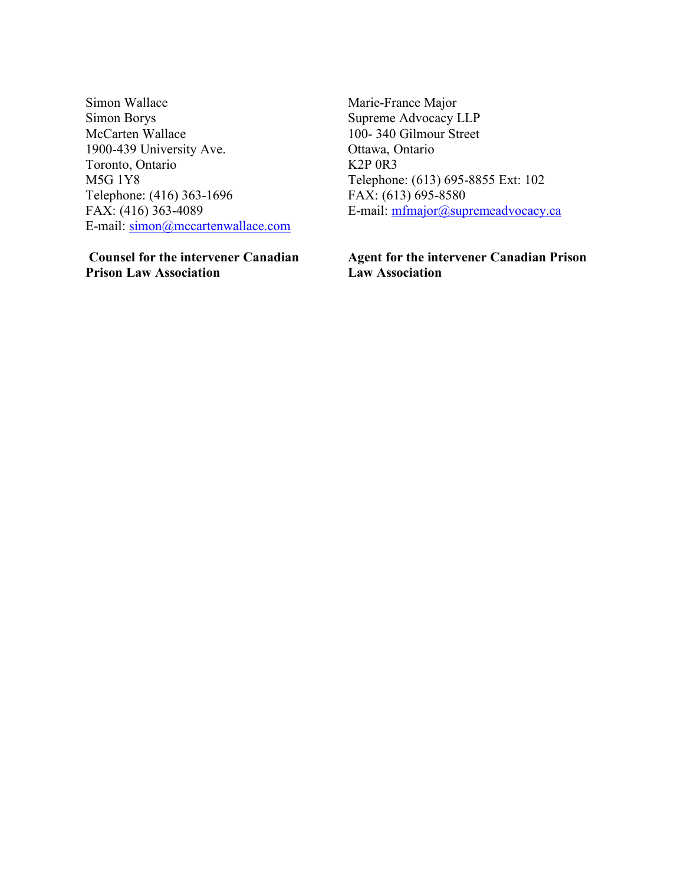Simon Wallace
Simon Borys
McCarten Wallace
1900-439 University Ave.
Toronto, Ontario
M5G 1Y8
Telephone: (416) 363-1696
FAX: (416) 363-4089
E-mail: simon@mccartenwallace.com

**Counsel for the intervener Canadian Prison Law Association**

Marie-France Major
Supreme Advocacy LLP
100- 340 Gilmour Street
Ottawa, Ontario
K2P 0R3
Telephone: (613) 695-8855 Ext: 102
FAX: (613) 695-8580
E-mail: mfmajor@supremeadvocacy.ca

**Agent for the intervener Canadian Prison Law Association**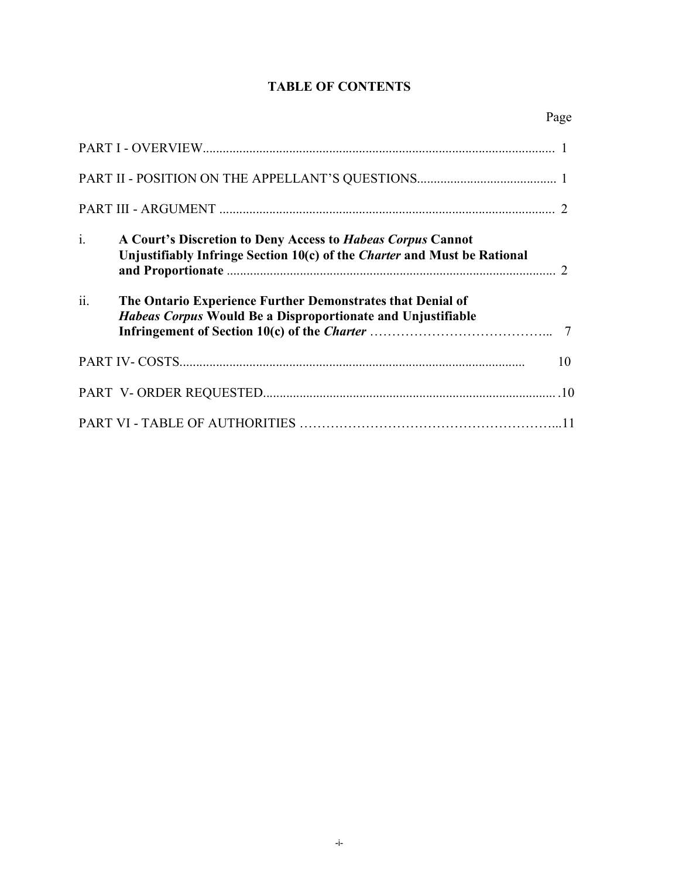# TABLE OF CONTENTS

| | | Page |
|---|---|---|
| PART I - OVERVIEW | | 1 |
| PART II - POSITION ON THE APPELLANT'S QUESTIONS | | 1 |
| PART III - ARGUMENT | | 2 |
| i. | **A Court's Discretion to Deny Access to *Habeas Corpus* Cannot Unjustifiably Infringe Section 10(c) of the *Charter* and Must be Rational and Proportionate** | 2 |
| ii. | **The Ontario Experience Further Demonstrates that Denial of *Habeas Corpus* Would Be a Disproportionate and Unjustifiable Infringement of Section 10(c) of the *Charter*** | 7 |
| PART IV- COSTS | | 10 |
| PART V- ORDER REQUESTED | | 10 |
| PART VI - TABLE OF AUTHORITIES | | 11 |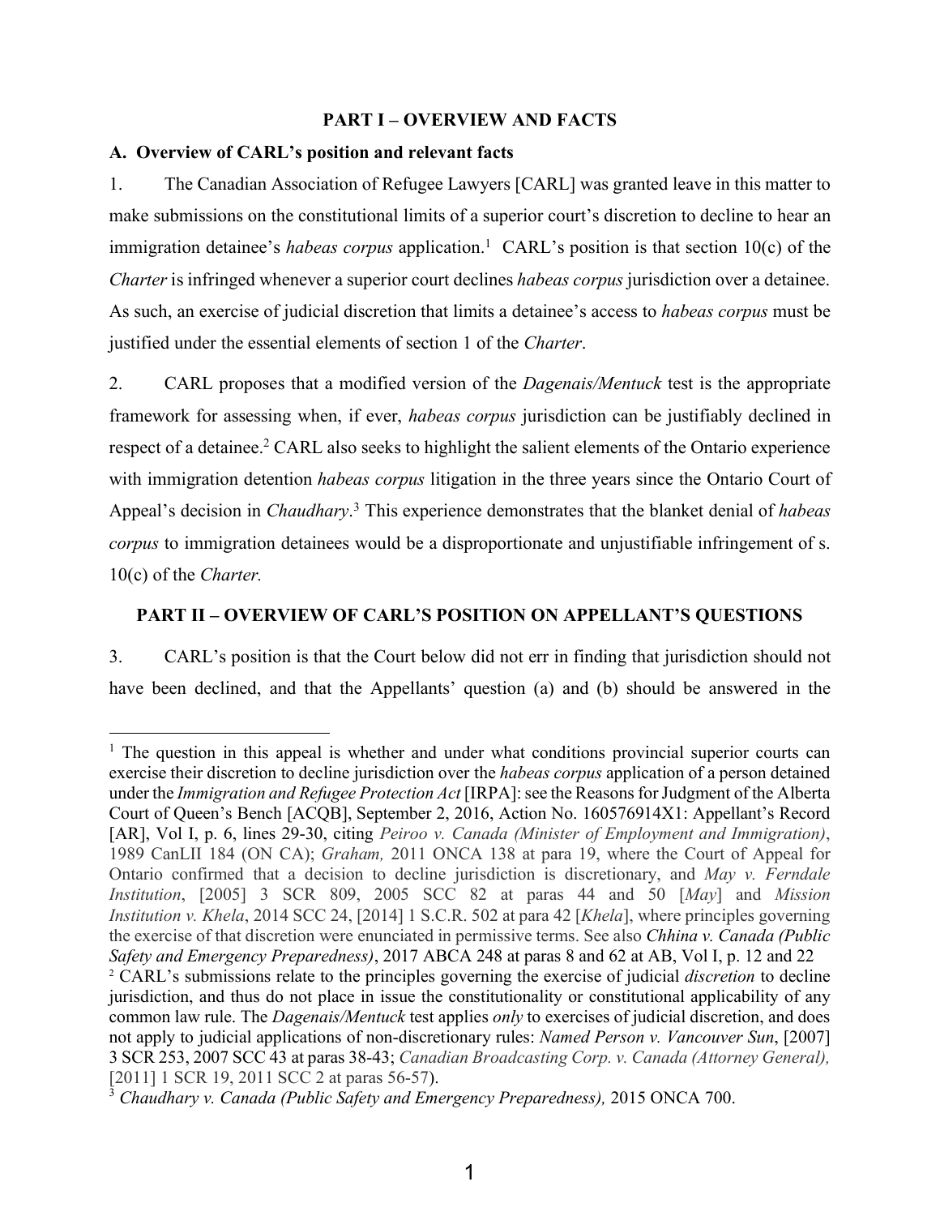## PART I – OVERVIEW AND FACTS

### A. Overview of CARL's position and relevant facts

1. The Canadian Association of Refugee Lawyers [CARL] was granted leave in this matter to make submissions on the constitutional limits of a superior court's discretion to decline to hear an immigration detainee's *habeas corpus* application.[1] CARL's position is that section 10(c) of the *Charter* is infringed whenever a superior court declines *habeas corpus* jurisdiction over a detainee. As such, an exercise of judicial discretion that limits a detainee's access to *habeas corpus* must be justified under the essential elements of section 1 of the *Charter*.

2. CARL proposes that a modified version of the *Dagenais/Mentuck* test is the appropriate framework for assessing when, if ever, *habeas corpus* jurisdiction can be justifiably declined in respect of a detainee.[2] CARL also seeks to highlight the salient elements of the Ontario experience with immigration detention *habeas corpus* litigation in the three years since the Ontario Court of Appeal's decision in *Chaudhary*.[3] This experience demonstrates that the blanket denial of *habeas corpus* to immigration detainees would be a disproportionate and unjustifiable infringement of s. 10(c) of the *Charter.*

## PART II – OVERVIEW OF CARL'S POSITION ON APPELLANT'S QUESTIONS

3. CARL's position is that the Court below did not err in finding that jurisdiction should not have been declined, and that the Appellants' question (a) and (b) should be answered in the

---

[1] The question in this appeal is whether and under what conditions provincial superior courts can exercise their discretion to decline jurisdiction over the *habeas corpus* application of a person detained under the *Immigration and Refugee Protection Act* [IRPA]: see the Reasons for Judgment of the Alberta Court of Queen's Bench [ACQB], September 2, 2016, Action No. 160576914X1: Appellant's Record [AR], Vol I, p. 6, lines 29-30, citing *Peiroo v. Canada (Minister of Employment and Immigration)*, 1989 CanLII 184 (ON CA); *Graham,* 2011 ONCA 138 at para 19, where the Court of Appeal for Ontario confirmed that a decision to decline jurisdiction is discretionary, and *May v. Ferndale Institution*, [2005] 3 SCR 809, 2005 SCC 82 at paras 44 and 50 [*May*] and *Mission Institution v. Khela*, 2014 SCC 24, [2014] 1 S.C.R. 502 at para 42 [*Khela*], where principles governing the exercise of that discretion were enunciated in permissive terms. See also *Chhina v. Canada (Public Safety and Emergency Preparedness)*, 2017 ABCA 248 at paras 8 and 62 at AB, Vol I, p. 12 and 22

[2] CARL's submissions relate to the principles governing the exercise of judicial *discretion* to decline jurisdiction, and thus do not place in issue the constitutionality or constitutional applicability of any common law rule. The *Dagenais/Mentuck* test applies *only* to exercises of judicial discretion, and does not apply to judicial applications of non-discretionary rules: *Named Person v. Vancouver Sun*, [2007] 3 SCR 253, 2007 SCC 43 at paras 38-43; *Canadian Broadcasting Corp. v. Canada (Attorney General),* [2011] 1 SCR 19, 2011 SCC 2 at paras 56-57).

[3] *Chaudhary v. Canada (Public Safety and Emergency Preparedness),* 2015 ONCA 700.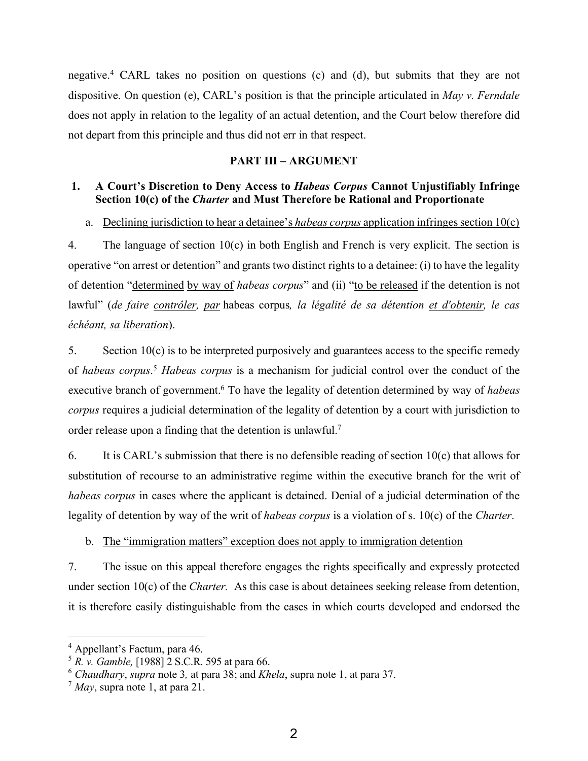negative.[4] CARL takes no position on questions (c) and (d), but submits that they are not dispositive. On question (e), CARL's position is that the principle articulated in *May v. Ferndale* does not apply in relation to the legality of an actual detention, and the Court below therefore did not depart from this principle and thus did not err in that respect.

## PART III – ARGUMENT

### 1. A Court's Discretion to Deny Access to *Habeas Corpus* Cannot Unjustifiably Infringe Section 10(c) of the *Charter* and Must Therefore be Rational and Proportionate

a. Declining jurisdiction to hear a detainee's *habeas corpus* application infringes section 10(c)

4. The language of section 10(c) in both English and French is very explicit. The section is operative "on arrest or detention" and grants two distinct rights to a detainee: (i) to have the legality of detention "determined by way of *habeas corpus*" and (ii) "to be released if the detention is not lawful" (*de faire contrôler, par* habeas corpus*, la légalité de sa détention et d'obtenir, le cas échéant, sa liberation*).

5. Section 10(c) is to be interpreted purposively and guarantees access to the specific remedy of *habeas corpus*.[5] *Habeas corpus* is a mechanism for judicial control over the conduct of the executive branch of government.[6] To have the legality of detention determined by way of *habeas corpus* requires a judicial determination of the legality of detention by a court with jurisdiction to order release upon a finding that the detention is unlawful.[7]

6. It is CARL's submission that there is no defensible reading of section 10(c) that allows for substitution of recourse to an administrative regime within the executive branch for the writ of *habeas corpus* in cases where the applicant is detained. Denial of a judicial determination of the legality of detention by way of the writ of *habeas corpus* is a violation of s. 10(c) of the *Charter*.

b. The "immigration matters" exception does not apply to immigration detention

7. The issue on this appeal therefore engages the rights specifically and expressly protected under section 10(c) of the *Charter.* As this case is about detainees seeking release from detention, it is therefore easily distinguishable from the cases in which courts developed and endorsed the

---

[4] Appellant's Factum, para 46.

[5] *R. v. Gamble,* [1988] 2 S.C.R. 595 at para 66.

[6] *Chaudhary*, *supra* note 3*,* at para 38; and *Khela*, supra note 1, at para 37.

[7] *May*, supra note 1, at para 21.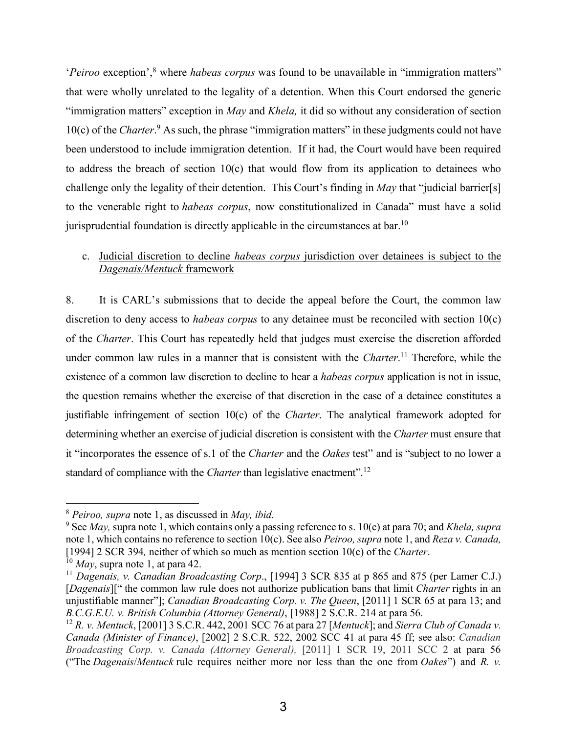'*Peiroo* exception',[8] where *habeas corpus* was found to be unavailable in "immigration matters" that were wholly unrelated to the legality of a detention. When this Court endorsed the generic "immigration matters" exception in *May* and *Khela,* it did so without any consideration of section 10(c) of the *Charter*.[9] As such, the phrase "immigration matters" in these judgments could not have been understood to include immigration detention. If it had, the Court would have been required to address the breach of section 10(c) that would flow from its application to detainees who challenge only the legality of their detention. This Court's finding in *May* that "judicial barrier[s] to the venerable right to *habeas corpus*, now constitutionalized in Canada" must have a solid jurisprudential foundation is directly applicable in the circumstances at bar.[10]

c. <u>Judicial discretion to decline *habeas corpus* jurisdiction over detainees is subject to the *Dagenais/Mentuck* framework</u>

8. It is CARL's submissions that to decide the appeal before the Court, the common law discretion to deny access to *habeas corpus* to any detainee must be reconciled with section 10(c) of the *Charter*. This Court has repeatedly held that judges must exercise the discretion afforded under common law rules in a manner that is consistent with the *Charter*.[11] Therefore, while the existence of a common law discretion to decline to hear a *habeas corpus* application is not in issue, the question remains whether the exercise of that discretion in the case of a detainee constitutes a justifiable infringement of section 10(c) of the *Charter*. The analytical framework adopted for determining whether an exercise of judicial discretion is consistent with the *Charter* must ensure that it "incorporates the essence of s.1 of the *Charter* and the *Oakes* test" and is "subject to no lower a standard of compliance with the *Charter* than legislative enactment".[12]

---

[8] *Peiroo, supra* note 1, as discussed in *May, ibid*.

[9] See *May,* supra note 1, which contains only a passing reference to s. 10(c) at para 70; and *Khela, supra* note 1, which contains no reference to section 10(c). See also *Peiroo, supra* note 1, and *Reza v. Canada,* [1994] 2 SCR 394*,* neither of which so much as mention section 10(c) of the *Charter*.

[10] *May*, supra note 1, at para 42.

[11] *Dagenais, v. Canadian Broadcasting Corp*., [1994] 3 SCR 835 at p 865 and 875 (per Lamer C.J.) [*Dagenais*][" the common law rule does not authorize publication bans that limit *Charter* rights in an unjustifiable manner"]; *Canadian Broadcasting Corp. v. The Queen*, [2011] 1 SCR 65 at para 13; and *B.C.G.E.U. v. British Columbia (Attorney General)*, [1988] 2 S.C.R. 214 at para 56.

[12] *R. v. Mentuck*, [2001] 3 S.C.R. 442, 2001 SCC 76 at para 27 [*Mentuck*]; and *Sierra Club of Canada v. Canada (Minister of Finance)*, [2002] 2 S.C.R. 522, 2002 SCC 41 at para 45 ff; see also: *Canadian Broadcasting Corp. v. Canada (Attorney General),* [2011] 1 SCR 19, 2011 SCC 2 at para 56 ("The *Dagenais*/*Mentuck* rule requires neither more nor less than the one from *Oakes*") and *R. v.*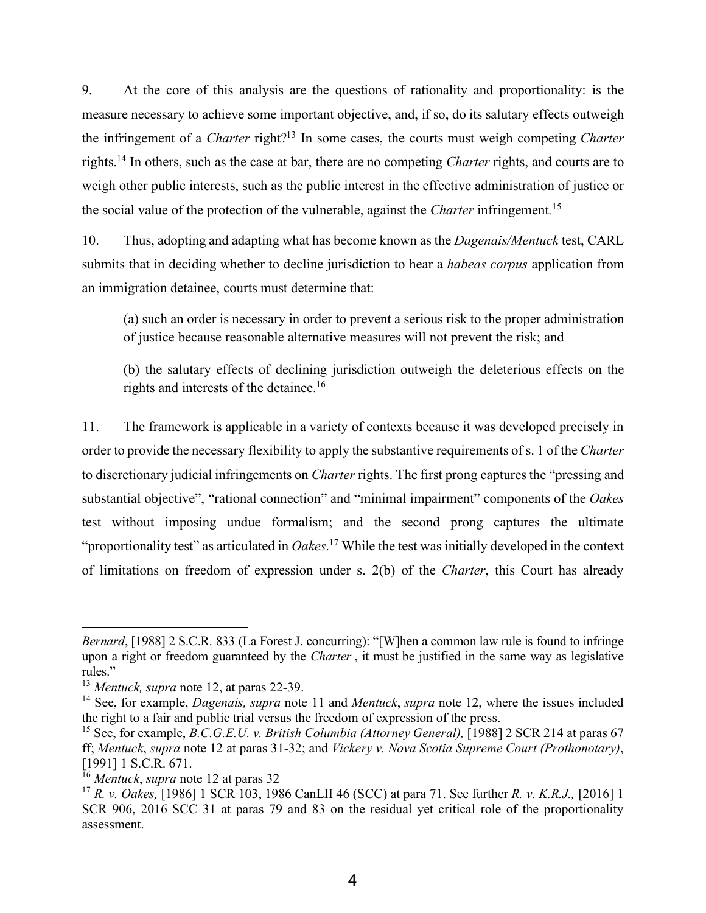9. At the core of this analysis are the questions of rationality and proportionality: is the measure necessary to achieve some important objective, and, if so, do its salutary effects outweigh the infringement of a *Charter* right?[13] In some cases, the courts must weigh competing *Charter* rights.[14] In others, such as the case at bar, there are no competing *Charter* rights, and courts are to weigh other public interests, such as the public interest in the effective administration of justice or the social value of the protection of the vulnerable, against the *Charter* infringement.[15]

10. Thus, adopting and adapting what has become known as the *Dagenais/Mentuck* test, CARL submits that in deciding whether to decline jurisdiction to hear a *habeas corpus* application from an immigration detainee, courts must determine that:

> (a) such an order is necessary in order to prevent a serious risk to the proper administration of justice because reasonable alternative measures will not prevent the risk; and
>
> (b) the salutary effects of declining jurisdiction outweigh the deleterious effects on the rights and interests of the detainee.[16]

11. The framework is applicable in a variety of contexts because it was developed precisely in order to provide the necessary flexibility to apply the substantive requirements of s. 1 of the *Charter* to discretionary judicial infringements on *Charter* rights. The first prong captures the "pressing and substantial objective", "rational connection" and "minimal impairment" components of the *Oakes* test without imposing undue formalism; and the second prong captures the ultimate "proportionality test" as articulated in *Oakes*.[17] While the test was initially developed in the context of limitations on freedom of expression under s. 2(b) of the *Charter*, this Court has already

---

*Bernard*, [1988] 2 S.C.R. 833 (La Forest J. concurring): "[W]hen a common law rule is found to infringe upon a right or freedom guaranteed by the *Charter* , it must be justified in the same way as legislative rules."

[13] *Mentuck, supra* note 12, at paras 22-39.

[14] See, for example, *Dagenais, supra* note 11 and *Mentuck*, *supra* note 12, where the issues included the right to a fair and public trial versus the freedom of expression of the press.

[15] See, for example, *B.C.G.E.U. v. British Columbia (Attorney General),* [1988] 2 SCR 214 at paras 67 ff; *Mentuck*, *supra* note 12 at paras 31-32; and *Vickery v. Nova Scotia Supreme Court (Prothonotary)*, [1991] 1 S.C.R. 671.

[16] *Mentuck*, *supra* note 12 at paras 32

[17] *R. v. Oakes,* [1986] 1 SCR 103, 1986 CanLII 46 (SCC) at para 71. See further *R. v. K.R.J.,* [2016] 1 SCR 906, 2016 SCC 31 at paras 79 and 83 on the residual yet critical role of the proportionality assessment.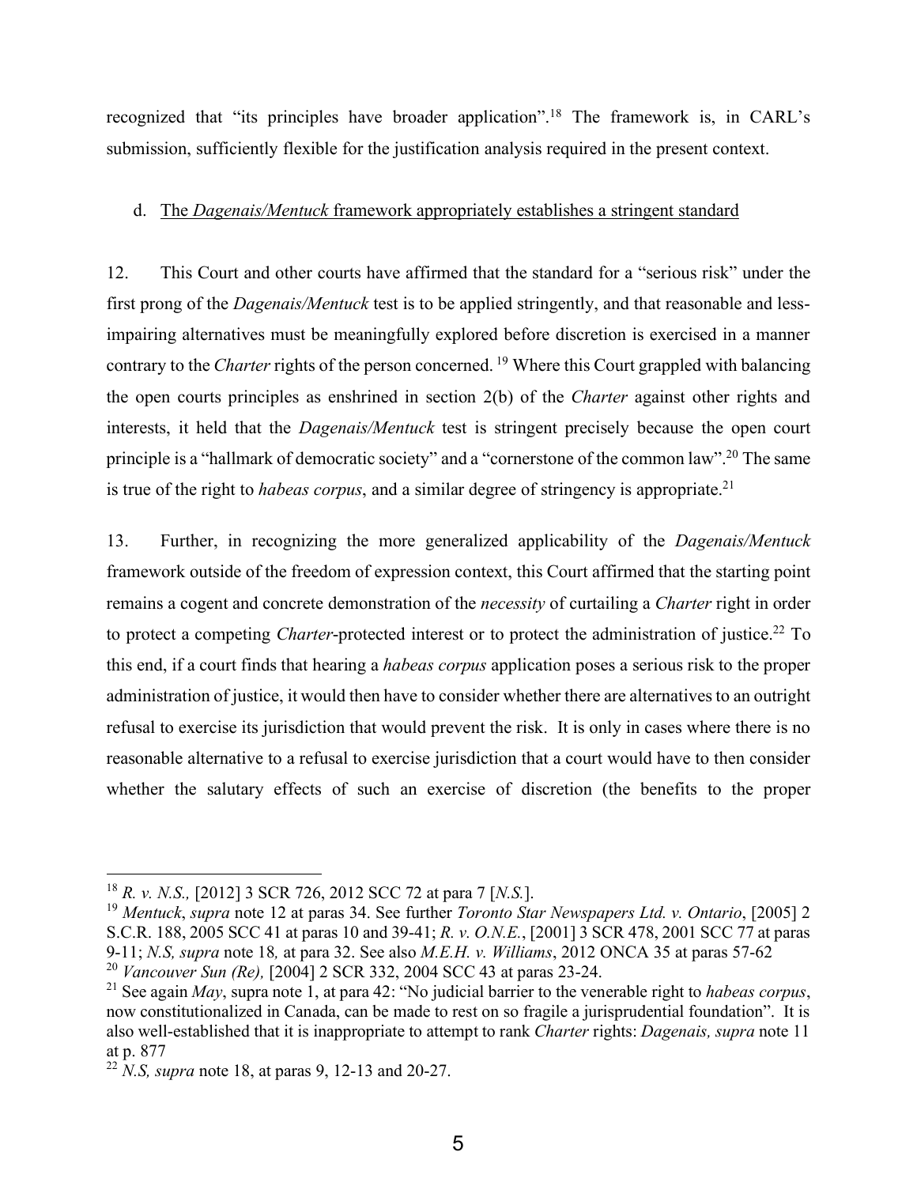recognized that "its principles have broader application".[18] The framework is, in CARL's submission, sufficiently flexible for the justification analysis required in the present context.

d. The *Dagenais/Mentuck* framework appropriately establishes a stringent standard

12. This Court and other courts have affirmed that the standard for a "serious risk" under the first prong of the *Dagenais/Mentuck* test is to be applied stringently, and that reasonable and less-impairing alternatives must be meaningfully explored before discretion is exercised in a manner contrary to the *Charter* rights of the person concerned.[19] Where this Court grappled with balancing the open courts principles as enshrined in section 2(b) of the *Charter* against other rights and interests, it held that the *Dagenais/Mentuck* test is stringent precisely because the open court principle is a "hallmark of democratic society" and a "cornerstone of the common law".[20] The same is true of the right to *habeas corpus*, and a similar degree of stringency is appropriate.[21]

13. Further, in recognizing the more generalized applicability of the *Dagenais/Mentuck* framework outside of the freedom of expression context, this Court affirmed that the starting point remains a cogent and concrete demonstration of the *necessity* of curtailing a *Charter* right in order to protect a competing *Charter*-protected interest or to protect the administration of justice.[22] To this end, if a court finds that hearing a *habeas corpus* application poses a serious risk to the proper administration of justice, it would then have to consider whether there are alternatives to an outright refusal to exercise its jurisdiction that would prevent the risk. It is only in cases where there is no reasonable alternative to a refusal to exercise jurisdiction that a court would have to then consider whether the salutary effects of such an exercise of discretion (the benefits to the proper

---

[18] *R. v. N.S.,* [2012] 3 SCR 726, 2012 SCC 72 at para 7 [*N.S.*].

[19] *Mentuck*, *supra* note 12 at paras 34. See further *Toronto Star Newspapers Ltd. v. Ontario*, [2005] 2 S.C.R. 188, 2005 SCC 41 at paras 10 and 39-41; *R. v. O.N.E.*, [2001] 3 SCR 478, 2001 SCC 77 at paras 9-11; *N.S, supra* note 18*,* at para 32. See also *M.E.H. v. Williams*, 2012 ONCA 35 at paras 57-62

[20] *Vancouver Sun (Re),* [2004] 2 SCR 332, 2004 SCC 43 at paras 23-24.

[21] See again *May*, supra note 1, at para 42: "No judicial barrier to the venerable right to *habeas corpus*, now constitutionalized in Canada, can be made to rest on so fragile a jurisprudential foundation". It is also well-established that it is inappropriate to attempt to rank *Charter* rights: *Dagenais, supra* note 11 at p. 877

[22] *N.S, supra* note 18, at paras 9, 12-13 and 20-27.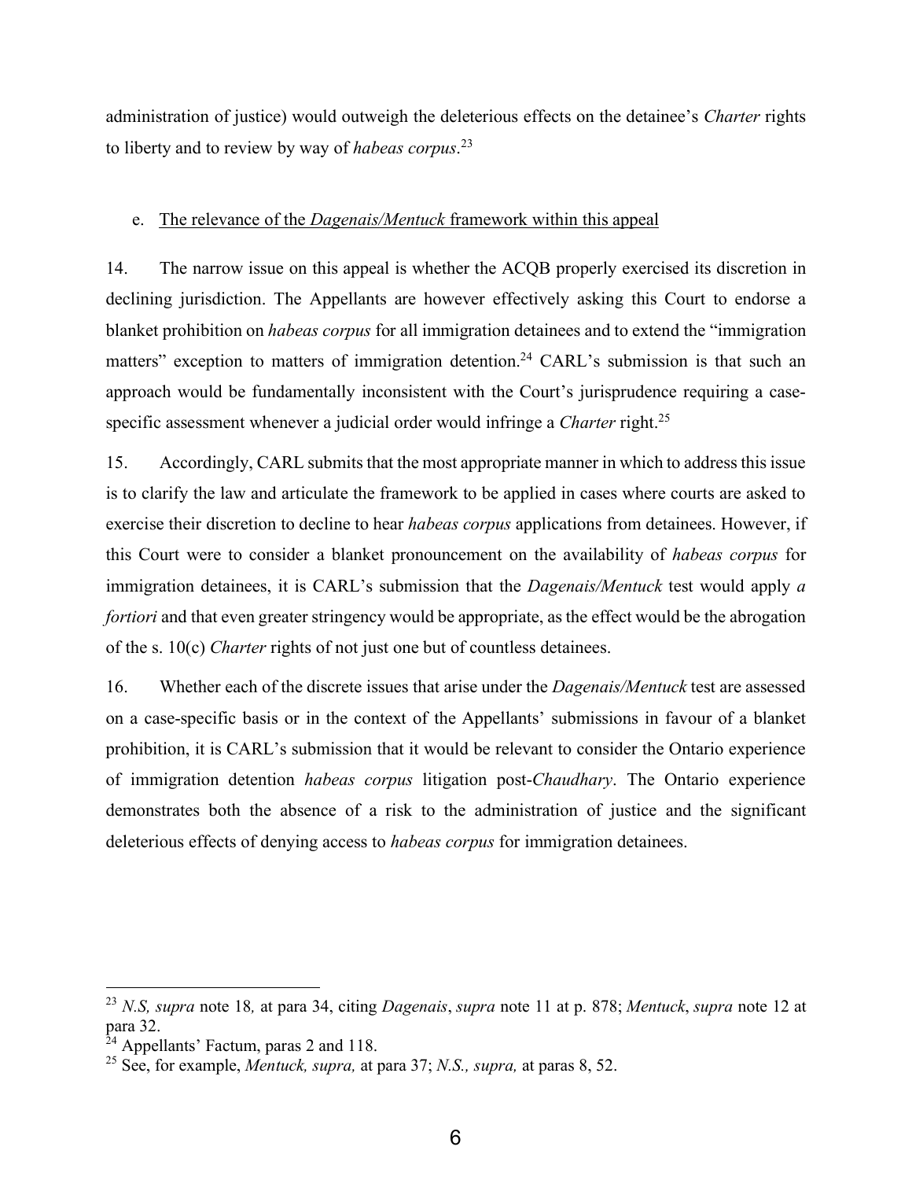administration of justice) would outweigh the deleterious effects on the detainee's *Charter* rights to liberty and to review by way of *habeas corpus*.[23]

e. The relevance of the *Dagenais/Mentuck* framework within this appeal

14. The narrow issue on this appeal is whether the ACQB properly exercised its discretion in declining jurisdiction. The Appellants are however effectively asking this Court to endorse a blanket prohibition on *habeas corpus* for all immigration detainees and to extend the "immigration matters" exception to matters of immigration detention.[24] CARL's submission is that such an approach would be fundamentally inconsistent with the Court's jurisprudence requiring a case-specific assessment whenever a judicial order would infringe a *Charter* right.[25]

15. Accordingly, CARL submits that the most appropriate manner in which to address this issue is to clarify the law and articulate the framework to be applied in cases where courts are asked to exercise their discretion to decline to hear *habeas corpus* applications from detainees. However, if this Court were to consider a blanket pronouncement on the availability of *habeas corpus* for immigration detainees, it is CARL's submission that the *Dagenais/Mentuck* test would apply *a fortiori* and that even greater stringency would be appropriate, as the effect would be the abrogation of the s. 10(c) *Charter* rights of not just one but of countless detainees.

16. Whether each of the discrete issues that arise under the *Dagenais/Mentuck* test are assessed on a case-specific basis or in the context of the Appellants' submissions in favour of a blanket prohibition, it is CARL's submission that it would be relevant to consider the Ontario experience of immigration detention *habeas corpus* litigation post-*Chaudhary*. The Ontario experience demonstrates both the absence of a risk to the administration of justice and the significant deleterious effects of denying access to *habeas corpus* for immigration detainees.

---

[23] *N.S, supra* note 18*,* at para 34, citing *Dagenais*, *supra* note 11 at p. 878; *Mentuck*, *supra* note 12 at para 32.

[24] Appellants' Factum, paras 2 and 118.

[25] See, for example, *Mentuck, supra,* at para 37; *N.S., supra,* at paras 8, 52.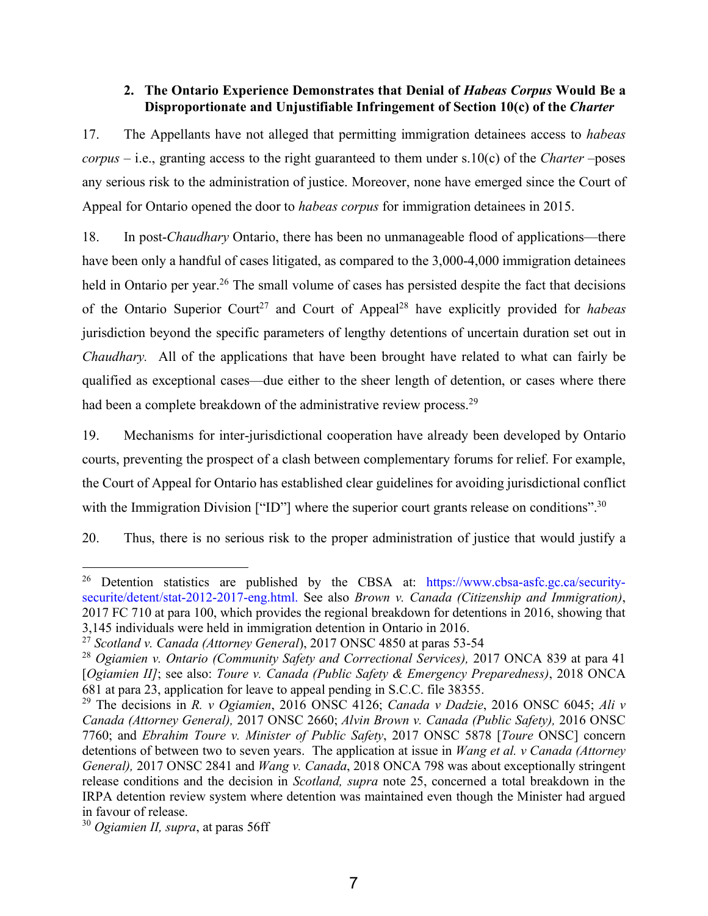### 2. The Ontario Experience Demonstrates that Denial of *Habeas Corpus* Would Be a Disproportionate and Unjustifiable Infringement of Section 10(c) of the *Charter*

17. The Appellants have not alleged that permitting immigration detainees access to *habeas corpus* – i.e., granting access to the right guaranteed to them under s.10(c) of the *Charter* –poses any serious risk to the administration of justice. Moreover, none have emerged since the Court of Appeal for Ontario opened the door to *habeas corpus* for immigration detainees in 2015.

18. In post-*Chaudhary* Ontario, there has been no unmanageable flood of applications—there have been only a handful of cases litigated, as compared to the 3,000-4,000 immigration detainees held in Ontario per year.[26] The small volume of cases has persisted despite the fact that decisions of the Ontario Superior Court[27] and Court of Appeal[28] have explicitly provided for *habeas* jurisdiction beyond the specific parameters of lengthy detentions of uncertain duration set out in *Chaudhary.* All of the applications that have been brought have related to what can fairly be qualified as exceptional cases—due either to the sheer length of detention, or cases where there had been a complete breakdown of the administrative review process.[29]

19. Mechanisms for inter-jurisdictional cooperation have already been developed by Ontario courts, preventing the prospect of a clash between complementary forums for relief. For example, the Court of Appeal for Ontario has established clear guidelines for avoiding jurisdictional conflict with the Immigration Division ["ID"] where the superior court grants release on conditions".[30]

20. Thus, there is no serious risk to the proper administration of justice that would justify a

---

[26] Detention statistics are published by the CBSA at: https://www.cbsa-asfc.gc.ca/security-securite/detent/stat-2012-2017-eng.html. See also *Brown v. Canada (Citizenship and Immigration)*, 2017 FC 710 at para 100, which provides the regional breakdown for detentions in 2016, showing that 3,145 individuals were held in immigration detention in Ontario in 2016.

[27] *Scotland v. Canada (Attorney General*), 2017 ONSC 4850 at paras 53-54

[28] *Ogiamien v. Ontario (Community Safety and Correctional Services),* 2017 ONCA 839 at para 41 [*Ogiamien II]*; see also: *Toure v. Canada (Public Safety & Emergency Preparedness)*, 2018 ONCA 681 at para 23, application for leave to appeal pending in S.C.C. file 38355.

[29] The decisions in *R. v Ogiamien*, 2016 ONSC 4126; *Canada v Dadzie*, 2016 ONSC 6045; *Ali v Canada (Attorney General),* 2017 ONSC 2660; *Alvin Brown v. Canada (Public Safety),* 2016 ONSC 7760; and *Ebrahim Toure v. Minister of Public Safety*, 2017 ONSC 5878 [*Toure* ONSC] concern detentions of between two to seven years. The application at issue in *Wang et al. v Canada (Attorney General),* 2017 ONSC 2841 and *Wang v. Canada*, 2018 ONCA 798 was about exceptionally stringent release conditions and the decision in *Scotland, supra* note 25, concerned a total breakdown in the IRPA detention review system where detention was maintained even though the Minister had argued in favour of release.

[30] *Ogiamien II, supra*, at paras 56ff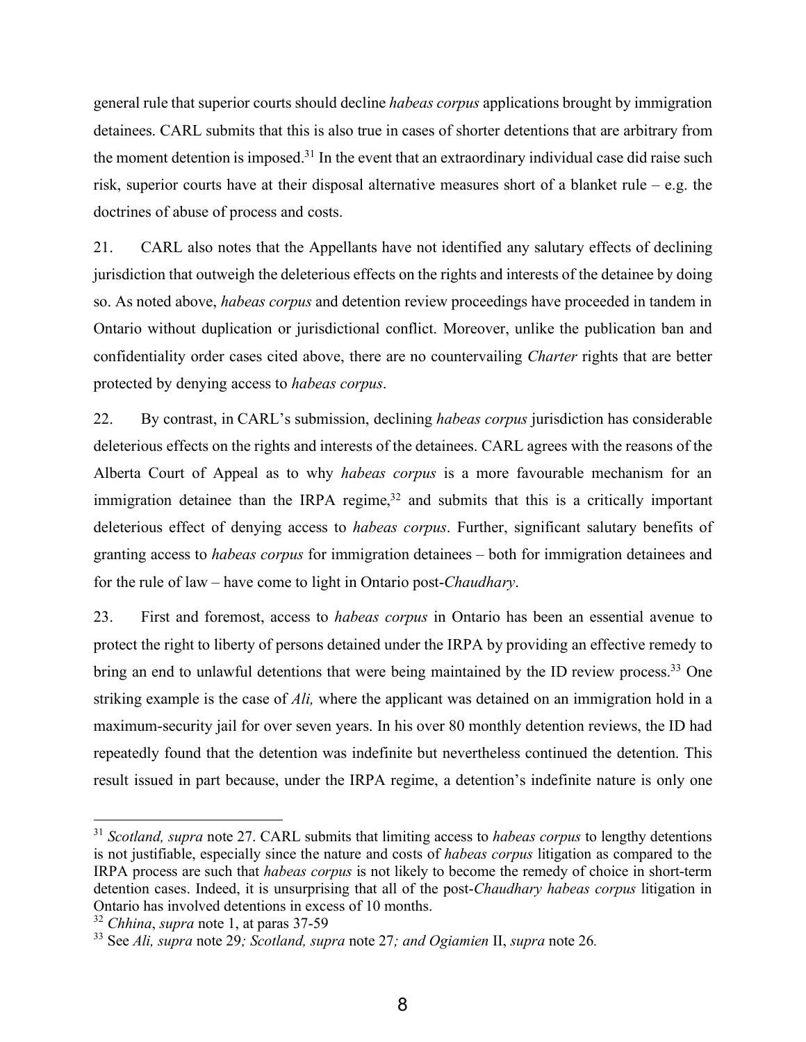general rule that superior courts should decline *habeas corpus* applications brought by immigration detainees. CARL submits that this is also true in cases of shorter detentions that are arbitrary from the moment detention is imposed.[31] In the event that an extraordinary individual case did raise such risk, superior courts have at their disposal alternative measures short of a blanket rule – e.g. the doctrines of abuse of process and costs.

21. CARL also notes that the Appellants have not identified any salutary effects of declining jurisdiction that outweigh the deleterious effects on the rights and interests of the detainee by doing so. As noted above, *habeas corpus* and detention review proceedings have proceeded in tandem in Ontario without duplication or jurisdictional conflict. Moreover, unlike the publication ban and confidentiality order cases cited above, there are no countervailing *Charter* rights that are better protected by denying access to *habeas corpus*.

22. By contrast, in CARL's submission, declining *habeas corpus* jurisdiction has considerable deleterious effects on the rights and interests of the detainees. CARL agrees with the reasons of the Alberta Court of Appeal as to why *habeas corpus* is a more favourable mechanism for an immigration detainee than the IRPA regime,[32] and submits that this is a critically important deleterious effect of denying access to *habeas corpus*. Further, significant salutary benefits of granting access to *habeas corpus* for immigration detainees – both for immigration detainees and for the rule of law – have come to light in Ontario post-*Chaudhary*.

23. First and foremost, access to *habeas corpus* in Ontario has been an essential avenue to protect the right to liberty of persons detained under the IRPA by providing an effective remedy to bring an end to unlawful detentions that were being maintained by the ID review process.[33] One striking example is the case of *Ali,* where the applicant was detained on an immigration hold in a maximum-security jail for over seven years. In his over 80 monthly detention reviews, the ID had repeatedly found that the detention was indefinite but nevertheless continued the detention. This result issued in part because, under the IRPA regime, a detention's indefinite nature is only one

---

[31] *Scotland, supra* note 27. CARL submits that limiting access to *habeas corpus* to lengthy detentions is not justifiable, especially since the nature and costs of *habeas corpus* litigation as compared to the IRPA process are such that *habeas corpus* is not likely to become the remedy of choice in short-term detention cases. Indeed, it is unsurprising that all of the post-*Chaudhary habeas corpus* litigation in Ontario has involved detentions in excess of 10 months.

[32] *Chhina*, *supra* note 1, at paras 37-59

[33] See *Ali, supra* note 29*; Scotland, supra* note 27*; and Ogiamien* II, *supra* note 26.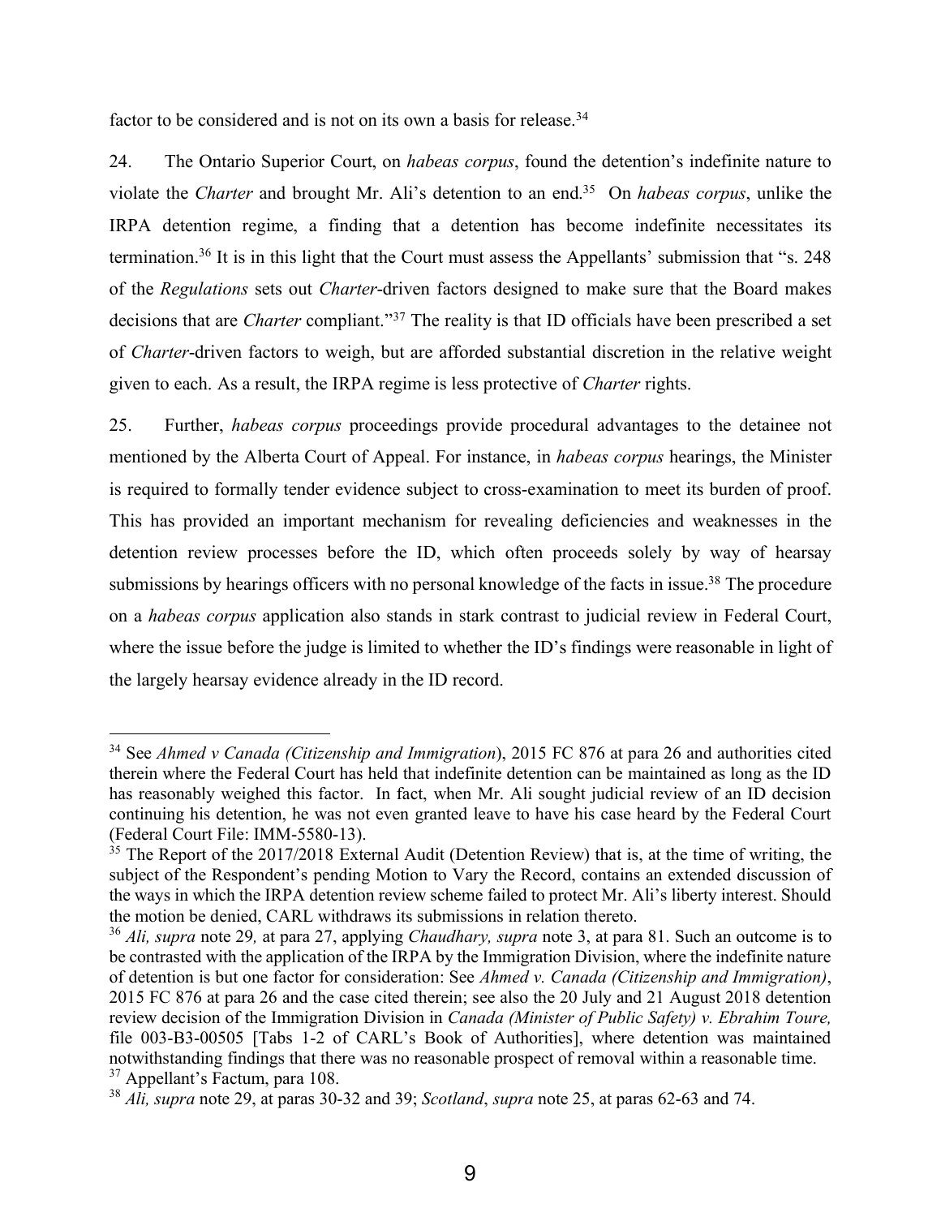factor to be considered and is not on its own a basis for release.[34]

24. The Ontario Superior Court, on *habeas corpus*, found the detention's indefinite nature to violate the *Charter* and brought Mr. Ali's detention to an end.[35] On *habeas corpus*, unlike the IRPA detention regime, a finding that a detention has become indefinite necessitates its termination.[36] It is in this light that the Court must assess the Appellants' submission that "s. 248 of the *Regulations* sets out *Charter*-driven factors designed to make sure that the Board makes decisions that are *Charter* compliant."[37] The reality is that ID officials have been prescribed a set of *Charter*-driven factors to weigh, but are afforded substantial discretion in the relative weight given to each. As a result, the IRPA regime is less protective of *Charter* rights.

25. Further, *habeas corpus* proceedings provide procedural advantages to the detainee not mentioned by the Alberta Court of Appeal. For instance, in *habeas corpus* hearings, the Minister is required to formally tender evidence subject to cross-examination to meet its burden of proof. This has provided an important mechanism for revealing deficiencies and weaknesses in the detention review processes before the ID, which often proceeds solely by way of hearsay submissions by hearings officers with no personal knowledge of the facts in issue.[38] The procedure on a *habeas corpus* application also stands in stark contrast to judicial review in Federal Court, where the issue before the judge is limited to whether the ID's findings were reasonable in light of the largely hearsay evidence already in the ID record.

---

[34] See *Ahmed v Canada (Citizenship and Immigration*), 2015 FC 876 at para 26 and authorities cited therein where the Federal Court has held that indefinite detention can be maintained as long as the ID has reasonably weighed this factor. In fact, when Mr. Ali sought judicial review of an ID decision continuing his detention, he was not even granted leave to have his case heard by the Federal Court (Federal Court File: IMM-5580-13).

[35] The Report of the 2017/2018 External Audit (Detention Review) that is, at the time of writing, the subject of the Respondent's pending Motion to Vary the Record, contains an extended discussion of the ways in which the IRPA detention review scheme failed to protect Mr. Ali's liberty interest. Should the motion be denied, CARL withdraws its submissions in relation thereto.

[36] *Ali, supra* note 29*,* at para 27, applying *Chaudhary, supra* note 3, at para 81. Such an outcome is to be contrasted with the application of the IRPA by the Immigration Division, where the indefinite nature of detention is but one factor for consideration: See *Ahmed v. Canada (Citizenship and Immigration)*, 2015 FC 876 at para 26 and the case cited therein; see also the 20 July and 21 August 2018 detention review decision of the Immigration Division in *Canada (Minister of Public Safety) v. Ebrahim Toure,* file 003-B3-00505 [Tabs 1-2 of CARL's Book of Authorities], where detention was maintained notwithstanding findings that there was no reasonable prospect of removal within a reasonable time.

[37] Appellant's Factum, para 108.

[38] *Ali, supra* note 29, at paras 30-32 and 39; *Scotland*, *supra* note 25, at paras 62-63 and 74.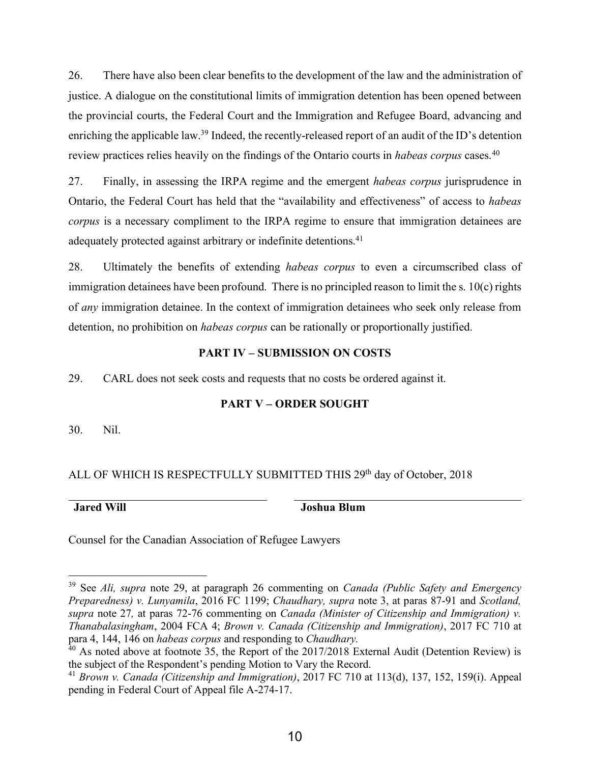26. There have also been clear benefits to the development of the law and the administration of justice. A dialogue on the constitutional limits of immigration detention has been opened between the provincial courts, the Federal Court and the Immigration and Refugee Board, advancing and enriching the applicable law.[39] Indeed, the recently-released report of an audit of the ID's detention review practices relies heavily on the findings of the Ontario courts in *habeas corpus* cases.[40]

27. Finally, in assessing the IRPA regime and the emergent *habeas corpus* jurisprudence in Ontario, the Federal Court has held that the "availability and effectiveness" of access to *habeas corpus* is a necessary compliment to the IRPA regime to ensure that immigration detainees are adequately protected against arbitrary or indefinite detentions.[41]

28. Ultimately the benefits of extending *habeas corpus* to even a circumscribed class of immigration detainees have been profound. There is no principled reason to limit the s. 10(c) rights of *any* immigration detainee. In the context of immigration detainees who seek only release from detention, no prohibition on *habeas corpus* can be rationally or proportionally justified.

## PART IV – SUBMISSION ON COSTS

29. CARL does not seek costs and requests that no costs be ordered against it.

## PART V – ORDER SOUGHT

30. Nil.

ALL OF WHICH IS RESPECTFULLY SUBMITTED THIS 29th day of October, 2018

**Jared Will** **Joshua Blum**

Counsel for the Canadian Association of Refugee Lawyers

---

[39] See *Ali, supra* note 29, at paragraph 26 commenting on *Canada (Public Safety and Emergency Preparedness) v. Lunyamila*, 2016 FC 1199; *Chaudhary, supra* note 3, at paras 87-91 and *Scotland, supra* note 27*,* at paras 72-76 commenting on *Canada (Minister of Citizenship and Immigration) v. Thanabalasingham*, 2004 FCA 4; *Brown v. Canada (Citizenship and Immigration)*, 2017 FC 710 at para 4, 144, 146 on *habeas corpus* and responding to *Chaudhary.*

[40] As noted above at footnote 35, the Report of the 2017/2018 External Audit (Detention Review) is the subject of the Respondent's pending Motion to Vary the Record.

[41] *Brown v. Canada (Citizenship and Immigration)*, 2017 FC 710 at 113(d), 137, 152, 159(i). Appeal pending in Federal Court of Appeal file A-274-17.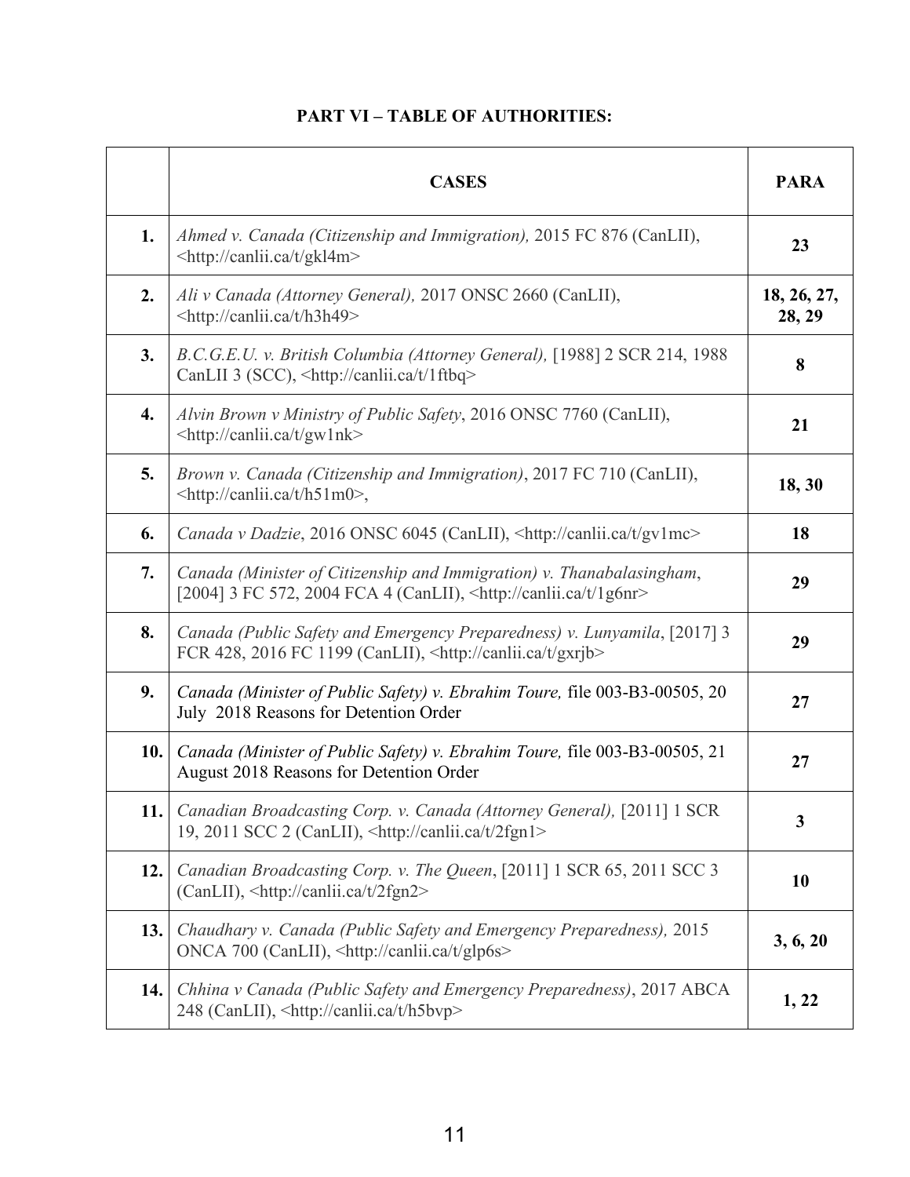## PART VI – TABLE OF AUTHORITIES:

| | CASES | PARA |
|---|---|---|
| **1.** | *Ahmed v. Canada (Citizenship and Immigration),* 2015 FC 876 (CanLII), <http://canlii.ca/t/gkl4m> | **23** |
| **2.** | *Ali v Canada (Attorney General),* 2017 ONSC 2660 (CanLII), <http://canlii.ca/t/h3h49> | **18, 26, 27, 28, 29** |
| **3.** | *B.C.G.E.U. v. British Columbia (Attorney General),* [1988] 2 SCR 214, 1988 CanLII 3 (SCC), <http://canlii.ca/t/1ftbq> | **8** |
| **4.** | *Alvin Brown v Ministry of Public Safety*, 2016 ONSC 7760 (CanLII), <http://canlii.ca/t/gw1nk> | **21** |
| **5.** | *Brown v. Canada (Citizenship and Immigration)*, 2017 FC 710 (CanLII), <http://canlii.ca/t/h51m0>, | **18, 30** |
| **6.** | *Canada v Dadzie*, 2016 ONSC 6045 (CanLII), <http://canlii.ca/t/gv1mc> | **18** |
| **7.** | *Canada (Minister of Citizenship and Immigration) v. Thanabalasingham*, [2004] 3 FC 572, 2004 FCA 4 (CanLII), <http://canlii.ca/t/1g6nr> | **29** |
| **8.** | *Canada (Public Safety and Emergency Preparedness) v. Lunyamila*, [2017] 3 FCR 428, 2016 FC 1199 (CanLII), <http://canlii.ca/t/gxrjb> | **29** |
| **9.** | *Canada (Minister of Public Safety) v. Ebrahim Toure,* file 003-B3-00505, 20 July 2018 Reasons for Detention Order | **27** |
| **10.** | *Canada (Minister of Public Safety) v. Ebrahim Toure,* file 003-B3-00505, 21 August 2018 Reasons for Detention Order | **27** |
| **11.** | *Canadian Broadcasting Corp. v. Canada (Attorney General),* [2011] 1 SCR 19, 2011 SCC 2 (CanLII), <http://canlii.ca/t/2fgn1> | **3** |
| **12.** | *Canadian Broadcasting Corp. v. The Queen*, [2011] 1 SCR 65, 2011 SCC 3 (CanLII), <http://canlii.ca/t/2fgn2> | **10** |
| **13.** | *Chaudhary v. Canada (Public Safety and Emergency Preparedness),* 2015 ONCA 700 (CanLII), <http://canlii.ca/t/glp6s> | **3, 6, 20** |
| **14.** | *Chhina v Canada (Public Safety and Emergency Preparedness)*, 2017 ABCA 248 (CanLII), <http://canlii.ca/t/h5bvp> | **1, 22** |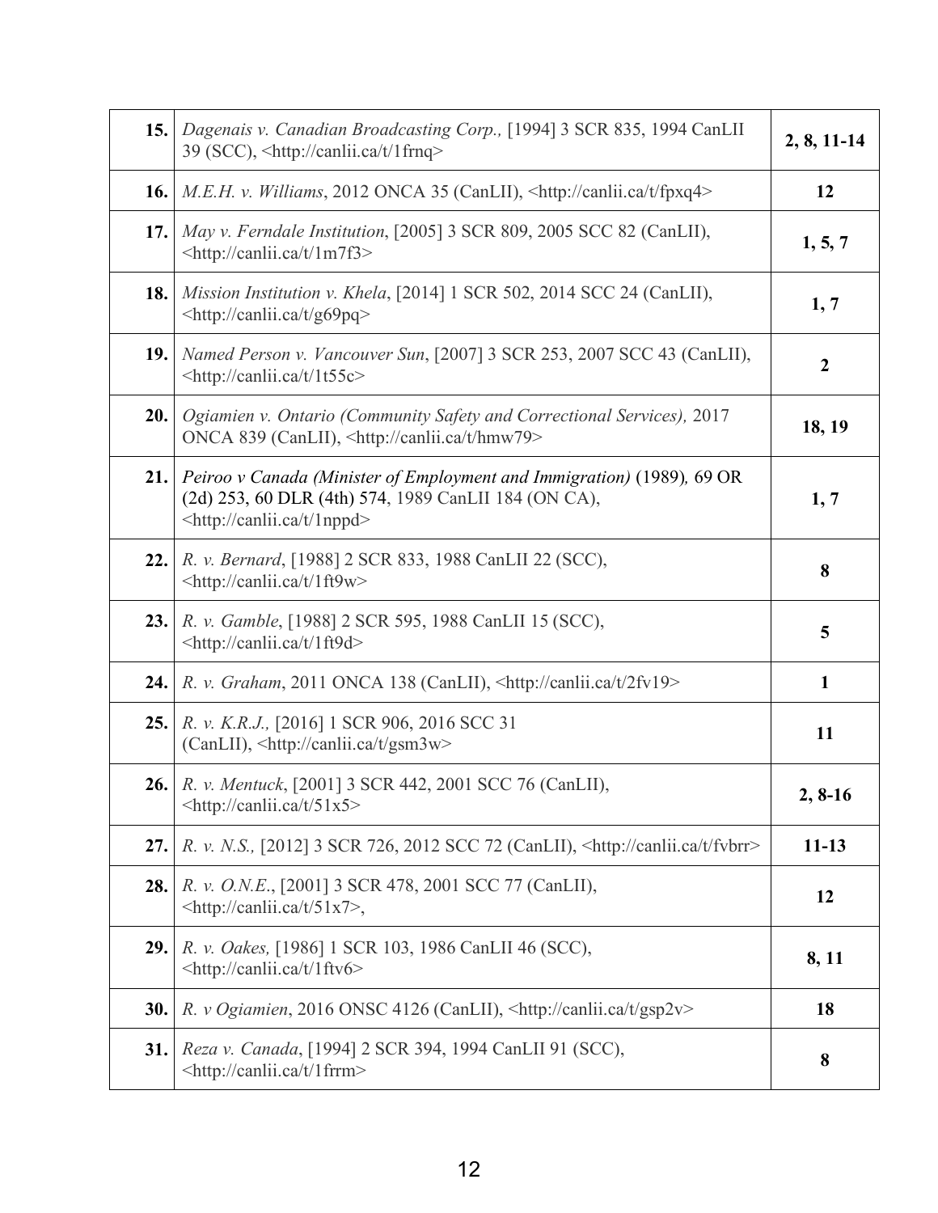| | | |
|---|---|---|
| **15.** | *Dagenais v. Canadian Broadcasting Corp.,* [1994] 3 SCR 835, 1994 CanLII 39 (SCC), <http://canlii.ca/t/1frnq> | **2, 8, 11-14** |
| **16.** | *M.E.H. v. Williams*, 2012 ONCA 35 (CanLII), <http://canlii.ca/t/fpxq4> | **12** |
| **17.** | *May v. Ferndale Institution*, [2005] 3 SCR 809, 2005 SCC 82 (CanLII), <http://canlii.ca/t/1m7f3> | **1, 5, 7** |
| **18.** | *Mission Institution v. Khela*, [2014] 1 SCR 502, 2014 SCC 24 (CanLII), <http://canlii.ca/t/g69pq> | **1, 7** |
| **19.** | *Named Person v. Vancouver Sun*, [2007] 3 SCR 253, 2007 SCC 43 (CanLII), <http://canlii.ca/t/1t55c> | **2** |
| **20.** | *Ogiamien v. Ontario (Community Safety and Correctional Services),* 2017 ONCA 839 (CanLII), <http://canlii.ca/t/hmw79> | **18, 19** |
| **21.** | *Peiroo v Canada (Minister of Employment and Immigration)* (1989)*,* 69 OR (2d) 253, 60 DLR (4th) 574, 1989 CanLII 184 (ON CA), <http://canlii.ca/t/1nppd> | **1, 7** |
| **22.** | *R. v. Bernard*, [1988] 2 SCR 833, 1988 CanLII 22 (SCC), <http://canlii.ca/t/1ft9w> | **8** |
| **23.** | *R. v. Gamble*, [1988] 2 SCR 595, 1988 CanLII 15 (SCC), <http://canlii.ca/t/1ft9d> | **5** |
| **24.** | *R. v. Graham*, 2011 ONCA 138 (CanLII), <http://canlii.ca/t/2fv19> | **1** |
| **25.** | *R. v. K.R.J.,* [2016] 1 SCR 906, 2016 SCC 31 (CanLII), <http://canlii.ca/t/gsm3w> | **11** |
| **26.** | *R. v. Mentuck*, [2001] 3 SCR 442, 2001 SCC 76 (CanLII), <http://canlii.ca/t/51x5> | **2, 8-16** |
| **27.** | *R. v. N.S.,* [2012] 3 SCR 726, 2012 SCC 72 (CanLII), <http://canlii.ca/t/fvbrr> | **11-13** |
| **28.** | *R. v. O.N.E.*, [2001] 3 SCR 478, 2001 SCC 77 (CanLII), <http://canlii.ca/t/51x7>, | **12** |
| **29.** | *R. v. Oakes,* [1986] 1 SCR 103, 1986 CanLII 46 (SCC), <http://canlii.ca/t/1ftv6> | **8, 11** |
| **30.** | *R. v Ogiamien*, 2016 ONSC 4126 (CanLII), <http://canlii.ca/t/gsp2v> | **18** |
| **31.** | *Reza v. Canada*, [1994] 2 SCR 394, 1994 CanLII 91 (SCC), <http://canlii.ca/t/1frrm> | **8** |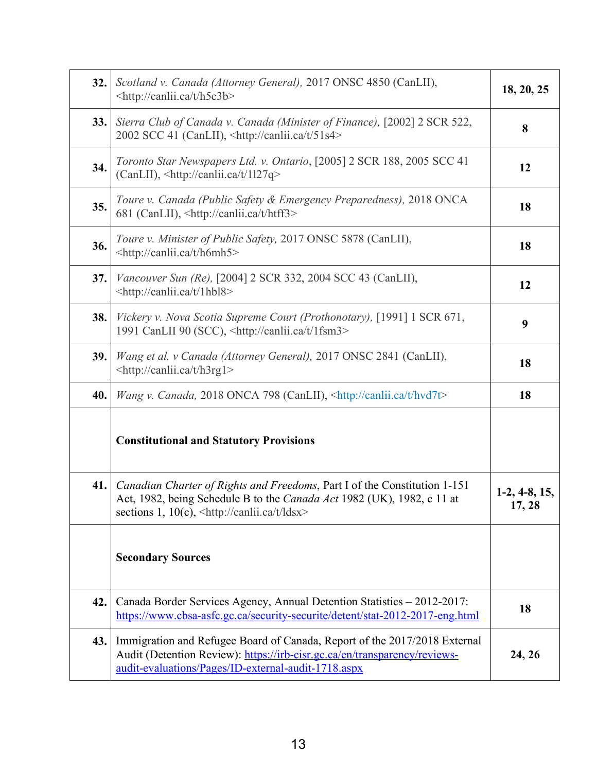| | | |
|---|---|---|
| **32.** | *Scotland v. Canada (Attorney General),* 2017 ONSC 4850 (CanLII), <http://canlii.ca/t/h5c3b> | **18, 20, 25** |
| **33.** | *Sierra Club of Canada v. Canada (Minister of Finance),* [2002] 2 SCR 522, 2002 SCC 41 (CanLII), <http://canlii.ca/t/51s4> | **8** |
| **34.** | *Toronto Star Newspapers Ltd. v. Ontario*, [2005] 2 SCR 188, 2005 SCC 41 (CanLII), <http://canlii.ca/t/1l27q> | **12** |
| **35.** | *Toure v. Canada (Public Safety & Emergency Preparedness),* 2018 ONCA 681 (CanLII), <http://canlii.ca/t/htff3> | **18** |
| **36.** | *Toure v. Minister of Public Safety,* 2017 ONSC 5878 (CanLII), <http://canlii.ca/t/h6mh5> | **18** |
| **37.** | *Vancouver Sun (Re),* [2004] 2 SCR 332, 2004 SCC 43 (CanLII), <http://canlii.ca/t/1hbl8> | **12** |
| **38.** | *Vickery v. Nova Scotia Supreme Court (Prothonotary),* [1991] 1 SCR 671, 1991 CanLII 90 (SCC), <http://canlii.ca/t/1fsm3> | **9** |
| **39.** | *Wang et al. v Canada (Attorney General),* 2017 ONSC 2841 (CanLII), <http://canlii.ca/t/h3rg1> | **18** |
| **40.** | *Wang v. Canada,* 2018 ONCA 798 (CanLII), <http://canlii.ca/t/hvd7t> | **18** |
| | **Constitutional and Statutory Provisions** | |
| **41.** | *Canadian Charter of Rights and Freedoms*, Part I of the Constitution 1-151 Act, 1982, being Schedule B to the *Canada Act* 1982 (UK), 1982, c 11 at sections 1, 10(c), <http://canlii.ca/t/ldsx> | **1-2, 4-8, 15, 17, 28** |
| | **Secondary Sources** | |
| **42.** | Canada Border Services Agency, Annual Detention Statistics – 2012-2017: https://www.cbsa-asfc.gc.ca/security-securite/detent/stat-2012-2017-eng.html | **18** |
| **43.** | Immigration and Refugee Board of Canada, Report of the 2017/2018 External Audit (Detention Review): https://irb-cisr.gc.ca/en/transparency/reviews-audit-evaluations/Pages/ID-external-audit-1718.aspx | **24, 26** |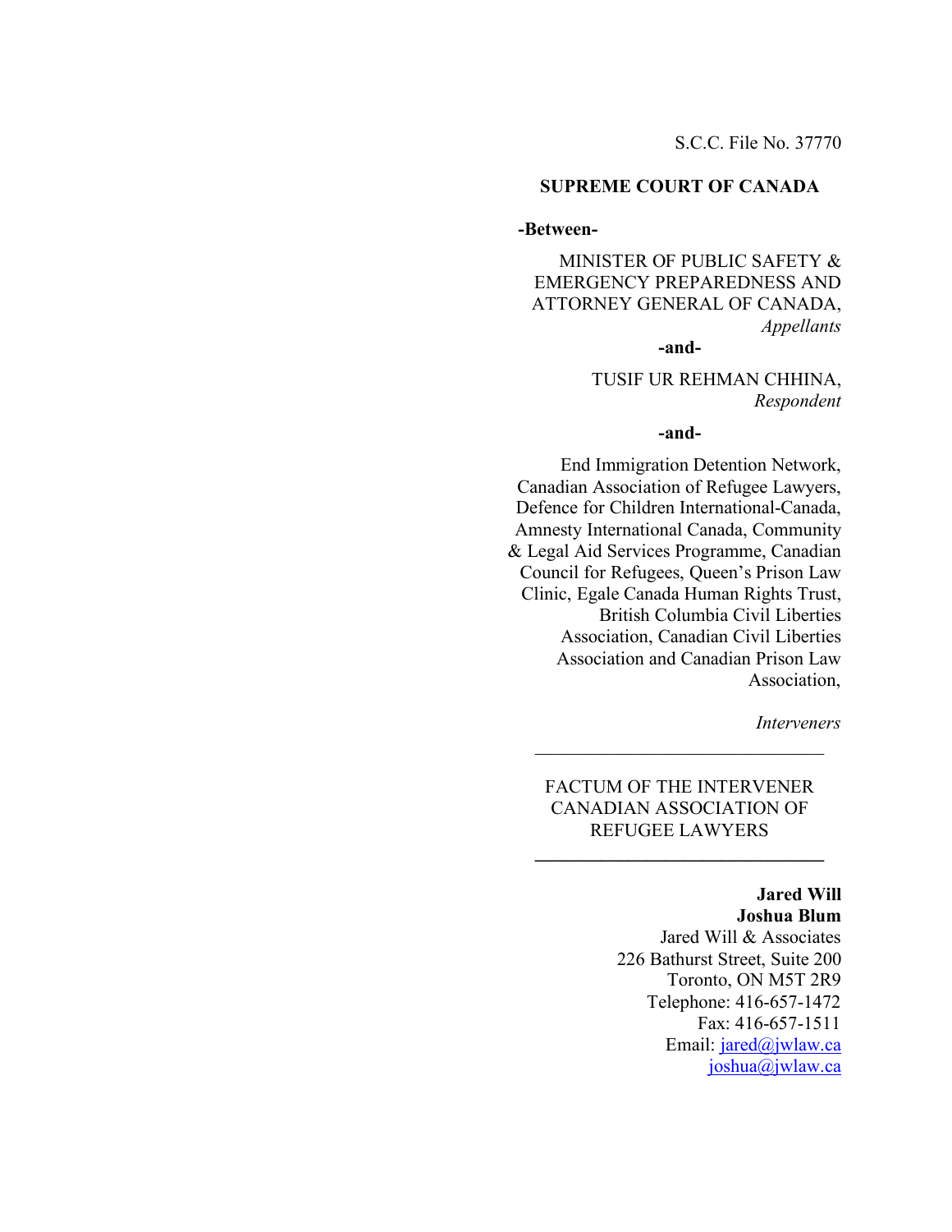S.C.C. File No. 37770

**SUPREME COURT OF CANADA**

**-Between-**

MINISTER OF PUBLIC SAFETY & EMERGENCY PREPAREDNESS AND ATTORNEY GENERAL OF CANADA,
*Appellants*

**-and-**

TUSIF UR REHMAN CHHINA,
*Respondent*

**-and-**

End Immigration Detention Network, Canadian Association of Refugee Lawyers, Defence for Children International-Canada, Amnesty International Canada, Community & Legal Aid Services Programme, Canadian Council for Refugees, Queen's Prison Law Clinic, Egale Canada Human Rights Trust, British Columbia Civil Liberties Association, Canadian Civil Liberties Association and Canadian Prison Law Association,

*Interveners*

---

FACTUM OF THE INTERVENER CANADIAN ASSOCIATION OF REFUGEE LAWYERS

---

**Jared Will**
**Joshua Blum**
Jared Will & Associates
226 Bathurst Street, Suite 200
Toronto, ON M5T 2R9
Telephone: 416-657-1472
Fax: 416-657-1511
Email: jared@jwlaw.ca
joshua@jwlaw.ca